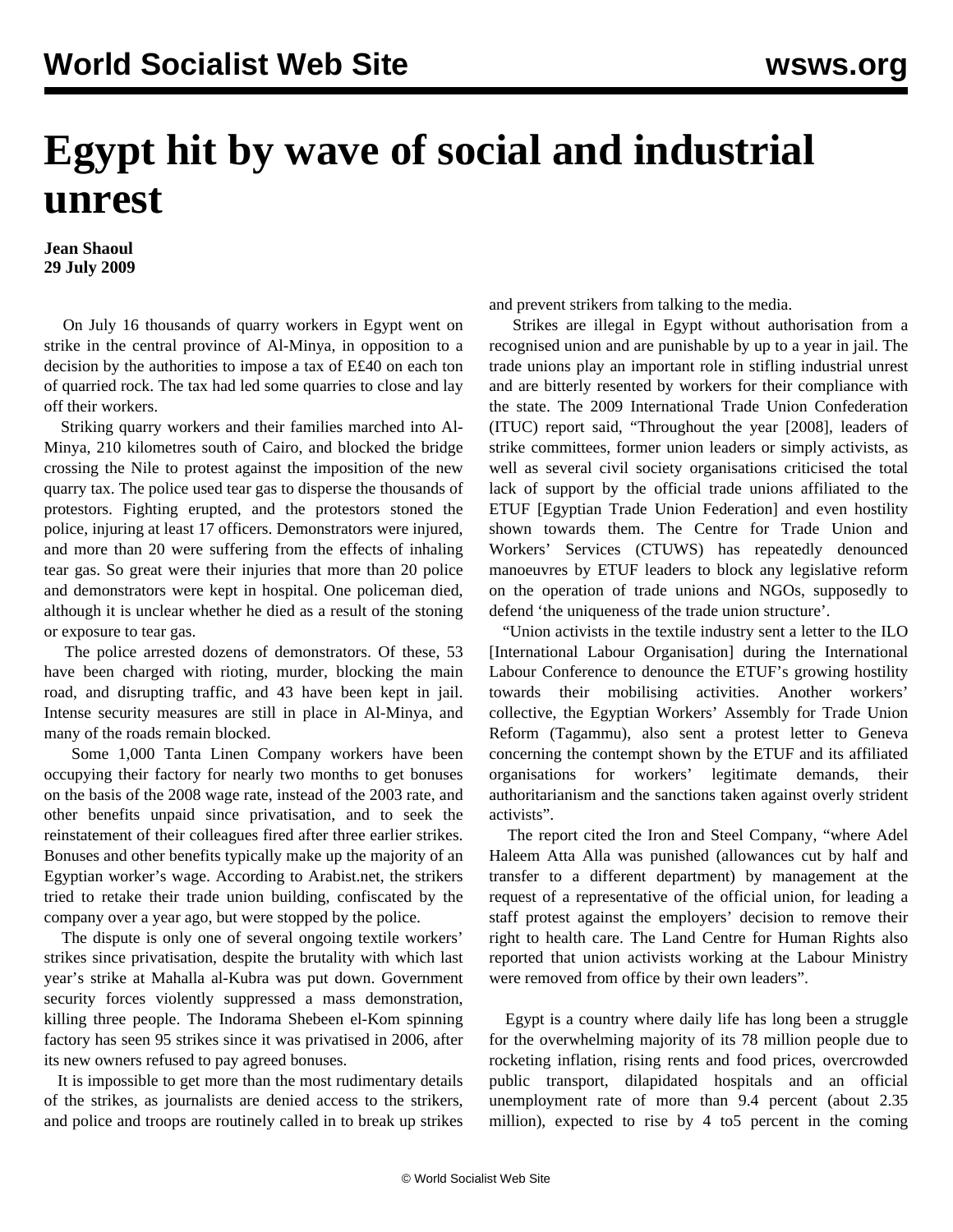# Egypt hit by wave of social and industrial unrest

**Jean Shaoul**
**29 July 2009**

On July 16 thousands of quarry workers in Egypt went on strike in the central province of Al-Minya, in opposition to a decision by the authorities to impose a tax of E£40 on each ton of quarried rock. The tax had led some quarries to close and lay off their workers.

Striking quarry workers and their families marched into Al-Minya, 210 kilometres south of Cairo, and blocked the bridge crossing the Nile to protest against the imposition of the new quarry tax. The police used tear gas to disperse the thousands of protestors. Fighting erupted, and the protestors stoned the police, injuring at least 17 officers. Demonstrators were injured, and more than 20 were suffering from the effects of inhaling tear gas. So great were their injuries that more than 20 police and demonstrators were kept in hospital. One policeman died, although it is unclear whether he died as a result of the stoning or exposure to tear gas.

The police arrested dozens of demonstrators. Of these, 53 have been charged with rioting, murder, blocking the main road, and disrupting traffic, and 43 have been kept in jail. Intense security measures are still in place in Al-Minya, and many of the roads remain blocked.

Some 1,000 Tanta Linen Company workers have been occupying their factory for nearly two months to get bonuses on the basis of the 2008 wage rate, instead of the 2003 rate, and other benefits unpaid since privatisation, and to seek the reinstatement of their colleagues fired after three earlier strikes. Bonuses and other benefits typically make up the majority of an Egyptian worker's wage. According to Arabist.net, the strikers tried to retake their trade union building, confiscated by the company over a year ago, but were stopped by the police.

The dispute is only one of several ongoing textile workers' strikes since privatisation, despite the brutality with which last year's strike at Mahalla al-Kubra was put down. Government security forces violently suppressed a mass demonstration, killing three people. The Indorama Shebeen el-Kom spinning factory has seen 95 strikes since it was privatised in 2006, after its new owners refused to pay agreed bonuses.

It is impossible to get more than the most rudimentary details of the strikes, as journalists are denied access to the strikers, and police and troops are routinely called in to break up strikes and prevent strikers from talking to the media.

Strikes are illegal in Egypt without authorisation from a recognised union and are punishable by up to a year in jail. The trade unions play an important role in stifling industrial unrest and are bitterly resented by workers for their compliance with the state. The 2009 International Trade Union Confederation (ITUC) report said, "Throughout the year [2008], leaders of strike committees, former union leaders or simply activists, as well as several civil society organisations criticised the total lack of support by the official trade unions affiliated to the ETUF [Egyptian Trade Union Federation] and even hostility shown towards them. The Centre for Trade Union and Workers' Services (CTUWS) has repeatedly denounced manoeuvres by ETUF leaders to block any legislative reform on the operation of trade unions and NGOs, supposedly to defend 'the uniqueness of the trade union structure'.

"Union activists in the textile industry sent a letter to the ILO [International Labour Organisation] during the International Labour Conference to denounce the ETUF's growing hostility towards their mobilising activities. Another workers' collective, the Egyptian Workers' Assembly for Trade Union Reform (Tagammu), also sent a protest letter to Geneva concerning the contempt shown by the ETUF and its affiliated organisations for workers' legitimate demands, their authoritarianism and the sanctions taken against overly strident activists".

The report cited the Iron and Steel Company, "where Adel Haleem Atta Alla was punished (allowances cut by half and transfer to a different department) by management at the request of a representative of the official union, for leading a staff protest against the employers' decision to remove their right to health care. The Land Centre for Human Rights also reported that union activists working at the Labour Ministry were removed from office by their own leaders".

Egypt is a country where daily life has long been a struggle for the overwhelming majority of its 78 million people due to rocketing inflation, rising rents and food prices, overcrowded public transport, dilapidated hospitals and an official unemployment rate of more than 9.4 percent (about 2.35 million), expected to rise by 4 to5 percent in the coming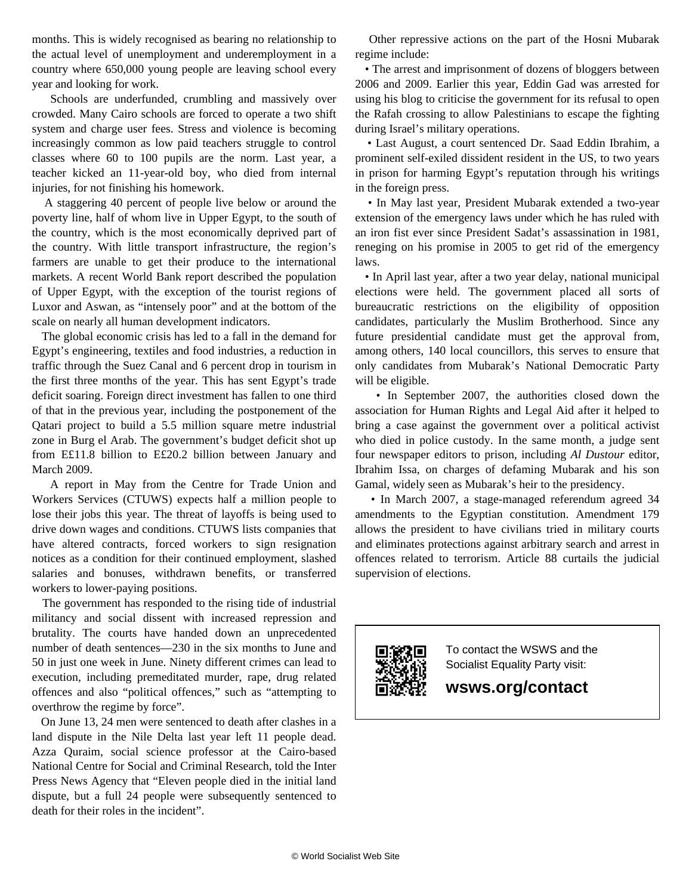months. This is widely recognised as bearing no relationship to the actual level of unemployment and underemployment in a country where 650,000 young people are leaving school every year and looking for work.

Schools are underfunded, crumbling and massively over crowded. Many Cairo schools are forced to operate a two shift system and charge user fees. Stress and violence is becoming increasingly common as low paid teachers struggle to control classes where 60 to 100 pupils are the norm. Last year, a teacher kicked an 11-year-old boy, who died from internal injuries, for not finishing his homework.

A staggering 40 percent of people live below or around the poverty line, half of whom live in Upper Egypt, to the south of the country, which is the most economically deprived part of the country. With little transport infrastructure, the region's farmers are unable to get their produce to the international markets. A recent World Bank report described the population of Upper Egypt, with the exception of the tourist regions of Luxor and Aswan, as "intensely poor" and at the bottom of the scale on nearly all human development indicators.

The global economic crisis has led to a fall in the demand for Egypt's engineering, textiles and food industries, a reduction in traffic through the Suez Canal and 6 percent drop in tourism in the first three months of the year. This has sent Egypt's trade deficit soaring. Foreign direct investment has fallen to one third of that in the previous year, including the postponement of the Qatari project to build a 5.5 million square metre industrial zone in Burg el Arab. The government's budget deficit shot up from E£11.8 billion to E£20.2 billion between January and March 2009.

A report in May from the Centre for Trade Union and Workers Services (CTUWS) expects half a million people to lose their jobs this year. The threat of layoffs is being used to drive down wages and conditions. CTUWS lists companies that have altered contracts, forced workers to sign resignation notices as a condition for their continued employment, slashed salaries and bonuses, withdrawn benefits, or transferred workers to lower-paying positions.

The government has responded to the rising tide of industrial militancy and social dissent with increased repression and brutality. The courts have handed down an unprecedented number of death sentences—230 in the six months to June and 50 in just one week in June. Ninety different crimes can lead to execution, including premeditated murder, rape, drug related offences and also "political offences," such as "attempting to overthrow the regime by force".

On June 13, 24 men were sentenced to death after clashes in a land dispute in the Nile Delta last year left 11 people dead. Azza Quraim, social science professor at the Cairo-based National Centre for Social and Criminal Research, told the Inter Press News Agency that "Eleven people died in the initial land dispute, but a full 24 people were subsequently sentenced to death for their roles in the incident".

Other repressive actions on the part of the Hosni Mubarak regime include:

- The arrest and imprisonment of dozens of bloggers between 2006 and 2009. Earlier this year, Eddin Gad was arrested for using his blog to criticise the government for its refusal to open the Rafah crossing to allow Palestinians to escape the fighting during Israel's military operations.
- Last August, a court sentenced Dr. Saad Eddin Ibrahim, a prominent self-exiled dissident resident in the US, to two years in prison for harming Egypt's reputation through his writings in the foreign press.
- In May last year, President Mubarak extended a two-year extension of the emergency laws under which he has ruled with an iron fist ever since President Sadat's assassination in 1981, reneging on his promise in 2005 to get rid of the emergency laws.
- In April last year, after a two year delay, national municipal elections were held. The government placed all sorts of bureaucratic restrictions on the eligibility of opposition candidates, particularly the Muslim Brotherhood. Since any future presidential candidate must get the approval from, among others, 140 local councillors, this serves to ensure that only candidates from Mubarak's National Democratic Party will be eligible.
- In September 2007, the authorities closed down the association for Human Rights and Legal Aid after it helped to bring a case against the government over a political activist who died in police custody. In the same month, a judge sent four newspaper editors to prison, including *Al Dustour* editor, Ibrahim Issa, on charges of defaming Mubarak and his son Gamal, widely seen as Mubarak's heir to the presidency.
- In March 2007, a stage-managed referendum agreed 34 amendments to the Egyptian constitution. Amendment 179 allows the president to have civilians tried in military courts and eliminates protections against arbitrary search and arrest in offences related to terrorism. Article 88 curtails the judicial supervision of elections.

To contact the WSWS and the Socialist Equality Party visit:

**wsws.org/contact**